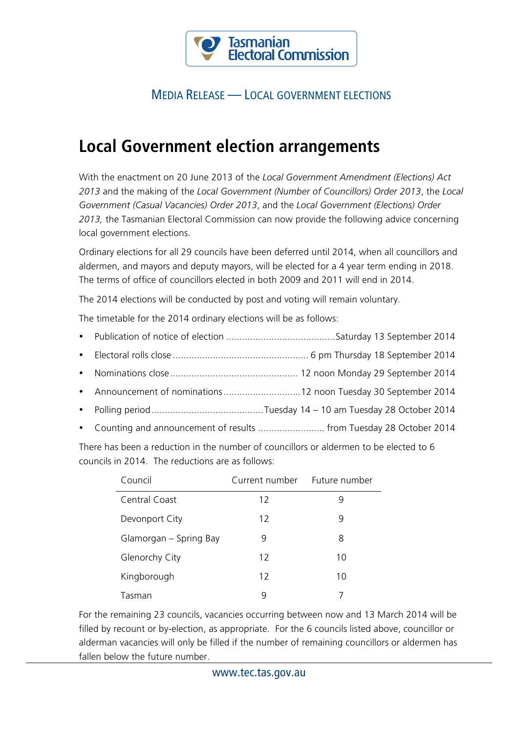Tasmanian Electoral Commission

MEDIA RELEASE — LOCAL GOVERNMENT ELECTIONS

# Local Government election arrangements

With the enactment on 20 June 2013 of the *Local Government Amendment (Elections) Act 2013* and the making of the *Local Government (Number of Councillors) Order 2013*, the *Local Government (Casual Vacancies) Order 2013*, and the *Local Government (Elections) Order 2013,* the Tasmanian Electoral Commission can now provide the following advice concerning local government elections.

Ordinary elections for all 29 councils have been deferred until 2014, when all councillors and aldermen, and mayors and deputy mayors, will be elected for a 4 year term ending in 2018. The terms of office of councillors elected in both 2009 and 2011 will end in 2014.

The 2014 elections will be conducted by post and voting will remain voluntary.

The timetable for the 2014 ordinary elections will be as follows:

- Publication of notice of election .......................................... Saturday 13 September 2014
- Electoral rolls close .................................................. 6 pm Thursday 18 September 2014
- Nominations close ............................................... 12 noon Monday 29 September 2014
- Announcement of nominations ............................. 12 noon Tuesday 30 September 2014
- Polling period .......................................... Tuesday 14 – 10 am Tuesday 28 October 2014
- Counting and announcement of results ......................... from Tuesday 28 October 2014

There has been a reduction in the number of councillors or aldermen to be elected to 6 councils in 2014. The reductions are as follows:

| Council | Current number | Future number |
|---|---|---|
| Central Coast | 12 | 9 |
| Devonport City | 12 | 9 |
| Glamorgan – Spring Bay | 9 | 8 |
| Glenorchy City | 12 | 10 |
| Kingborough | 12 | 10 |
| Tasman | 9 | 7 |

For the remaining 23 councils, vacancies occurring between now and 13 March 2014 will be filled by recount or by-election, as appropriate. For the 6 councils listed above, councillor or alderman vacancies will only be filled if the number of remaining councillors or aldermen has fallen below the future number.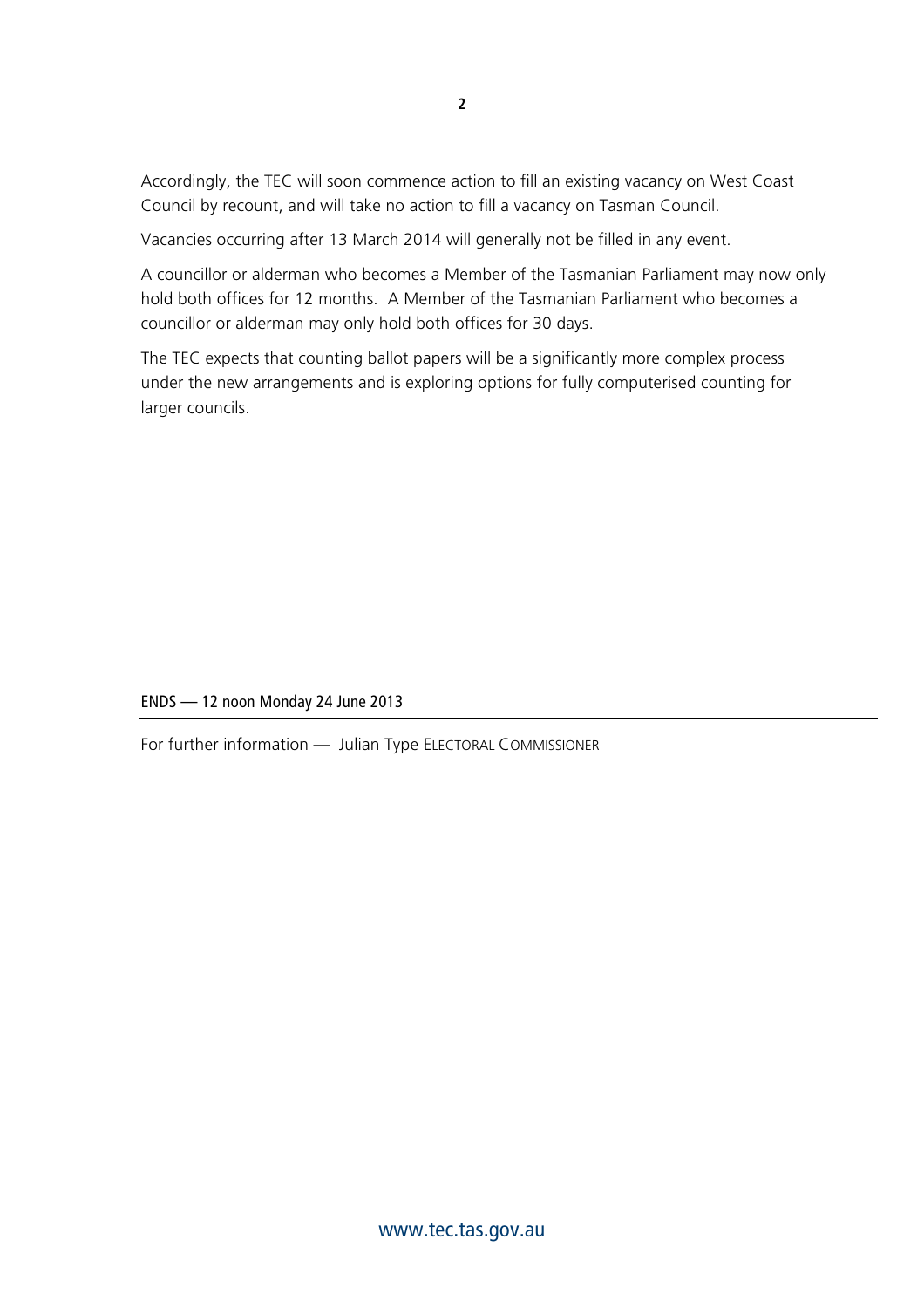Accordingly, the TEC will soon commence action to fill an existing vacancy on West Coast Council by recount, and will take no action to fill a vacancy on Tasman Council.

Vacancies occurring after 13 March 2014 will generally not be filled in any event.

A councillor or alderman who becomes a Member of the Tasmanian Parliament may now only hold both offices for 12 months. A Member of the Tasmanian Parliament who becomes a councillor or alderman may only hold both offices for 30 days.

The TEC expects that counting ballot papers will be a significantly more complex process under the new arrangements and is exploring options for fully computerised counting for larger councils.

---

ENDS — 12 noon Monday 24 June 2013

---

For further information — Julian Type ELECTORAL COMMISSIONER

www.tec.tas.gov.au